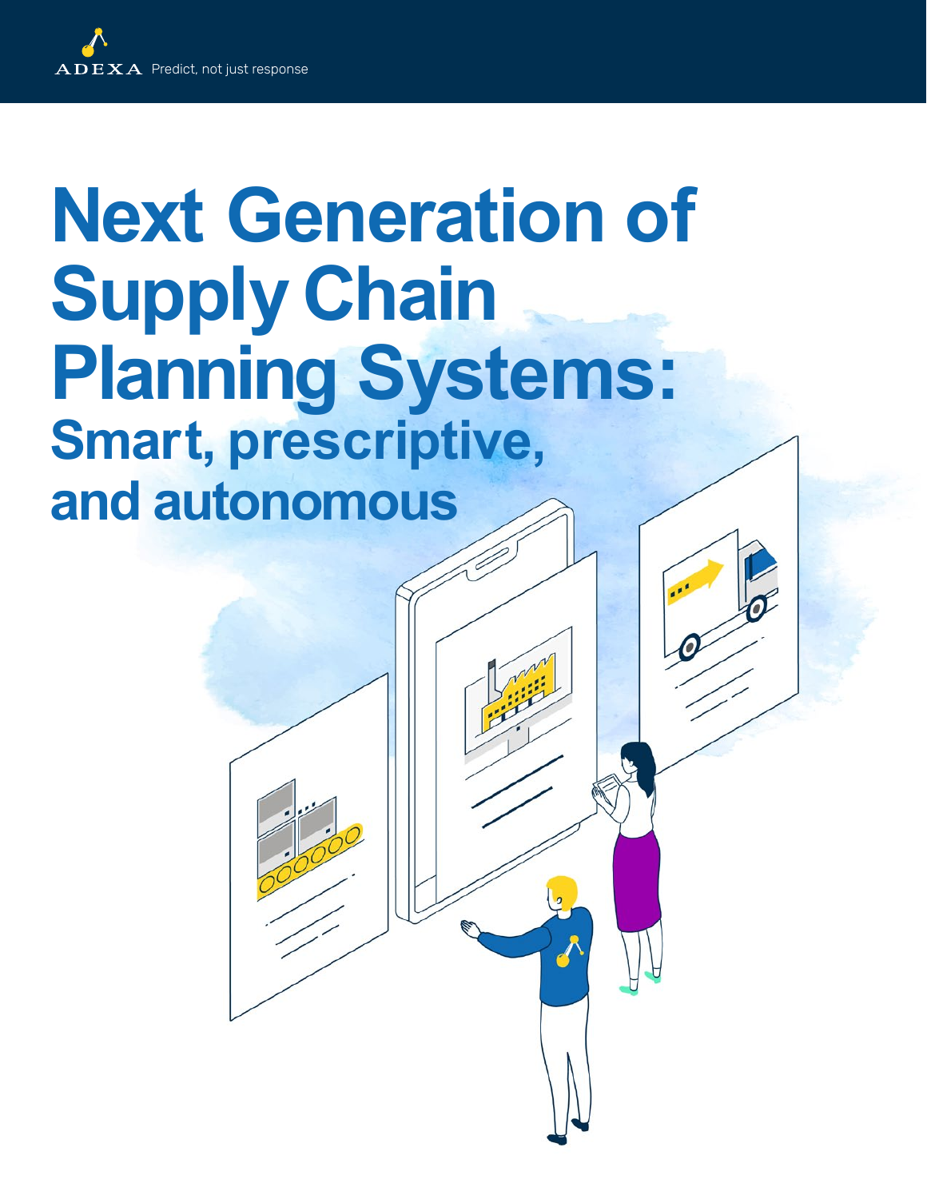ADEXA Predict, not just response

# Next Generation of Supply Chain Planning Systems:

## Smart, prescriptive, and autonomous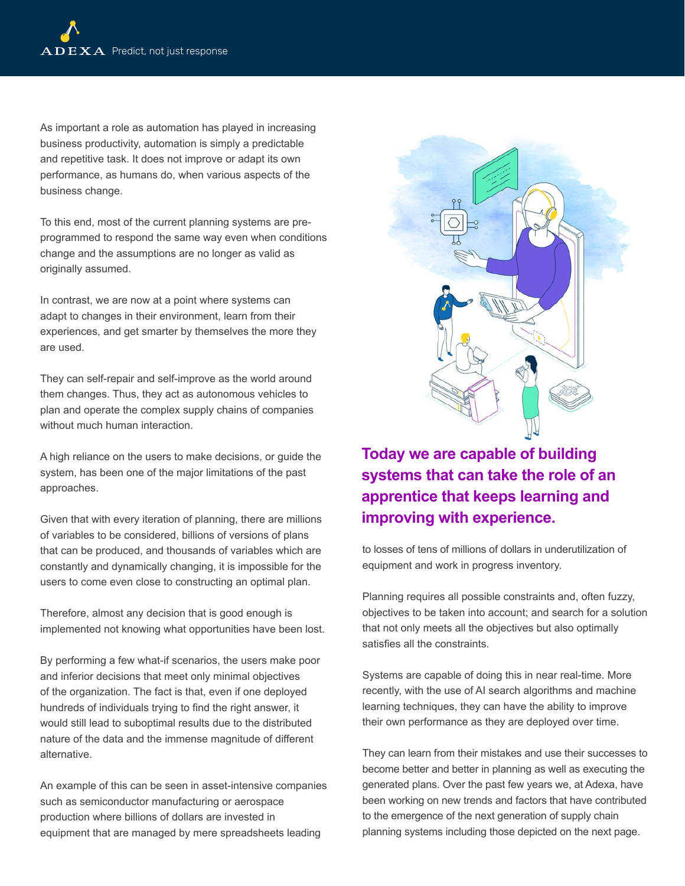As important a role as automation has played in increasing business productivity, automation is simply a predictable and repetitive task. It does not improve or adapt its own performance, as humans do, when various aspects of the business change.

To this end, most of the current planning systems are pre-programmed to respond the same way even when conditions change and the assumptions are no longer as valid as originally assumed.

In contrast, we are now at a point where systems can adapt to changes in their environment, learn from their experiences, and get smarter by themselves the more they are used.

They can self-repair and self-improve as the world around them changes. Thus, they act as autonomous vehicles to plan and operate the complex supply chains of companies without much human interaction.

A high reliance on the users to make decisions, or guide the system, has been one of the major limitations of the past approaches.

Given that with every iteration of planning, there are millions of variables to be considered, billions of versions of plans that can be produced, and thousands of variables which are constantly and dynamically changing, it is impossible for the users to come even close to constructing an optimal plan.

Therefore, almost any decision that is good enough is implemented not knowing what opportunities have been lost.

By performing a few what-if scenarios, the users make poor and inferior decisions that meet only minimal objectives of the organization. The fact is that, even if one deployed hundreds of individuals trying to find the right answer, it would still lead to suboptimal results due to the distributed nature of the data and the immense magnitude of different alternative.

An example of this can be seen in asset-intensive companies such as semiconductor manufacturing or aerospace production where billions of dollars are invested in equipment that are managed by mere spreadsheets leading to losses of tens of millions of dollars in underutilization of equipment and work in progress inventory.

**Today we are capable of building systems that can take the role of an apprentice that keeps learning and improving with experience.**

Planning requires all possible constraints and, often fuzzy, objectives to be taken into account; and search for a solution that not only meets all the objectives but also optimally satisfies all the constraints.

Systems are capable of doing this in near real-time. More recently, with the use of AI search algorithms and machine learning techniques, they can have the ability to improve their own performance as they are deployed over time.

They can learn from their mistakes and use their successes to become better and better in planning as well as executing the generated plans. Over the past few years we, at Adexa, have been working on new trends and factors that have contributed to the emergence of the next generation of supply chain planning systems including those depicted on the next page.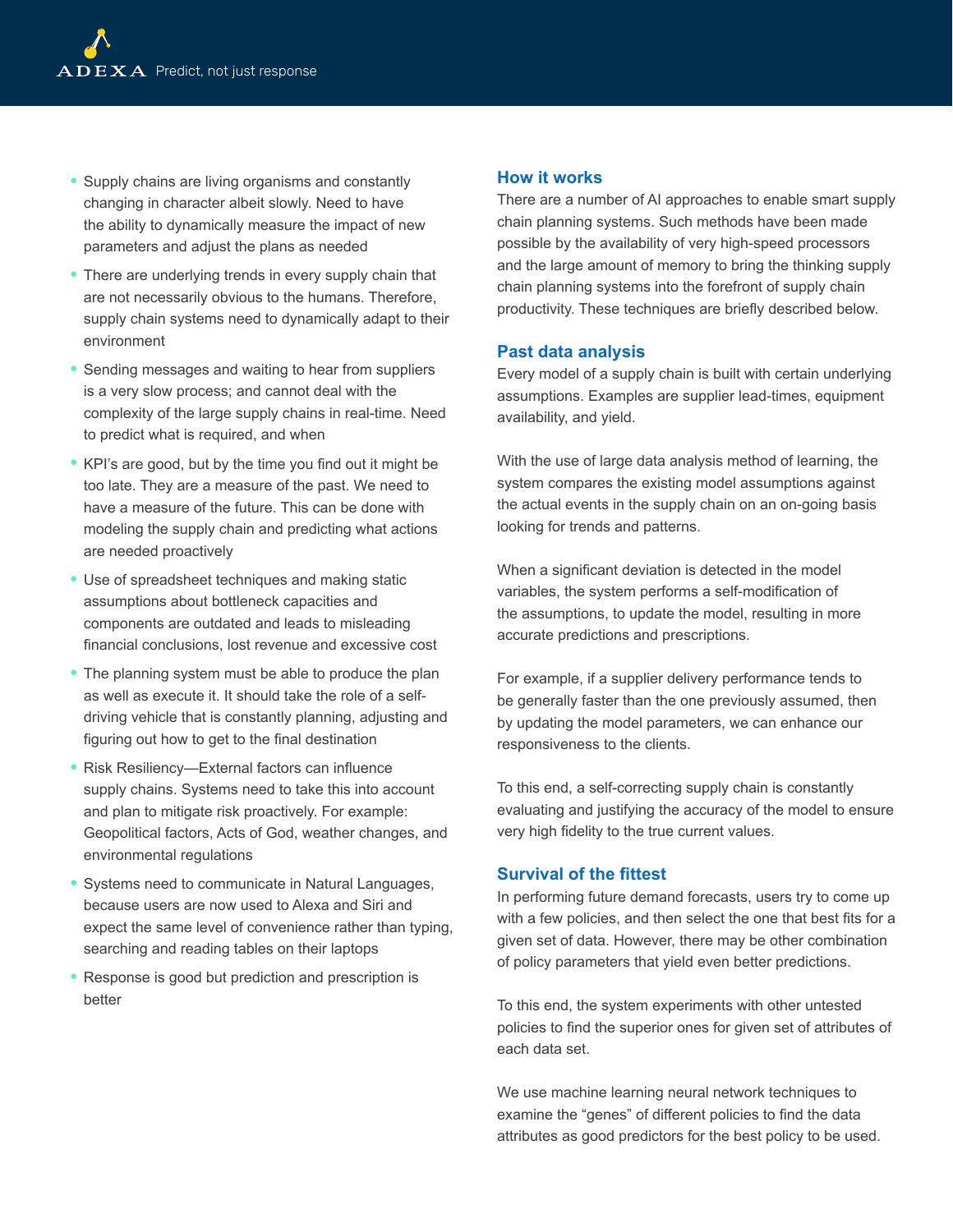- Supply chains are living organisms and constantly changing in character albeit slowly. Need to have the ability to dynamically measure the impact of new parameters and adjust the plans as needed
- There are underlying trends in every supply chain that are not necessarily obvious to the humans. Therefore, supply chain systems need to dynamically adapt to their environment
- Sending messages and waiting to hear from suppliers is a very slow process; and cannot deal with the complexity of the large supply chains in real-time. Need to predict what is required, and when
- KPI's are good, but by the time you find out it might be too late. They are a measure of the past. We need to have a measure of the future. This can be done with modeling the supply chain and predicting what actions are needed proactively
- Use of spreadsheet techniques and making static assumptions about bottleneck capacities and components are outdated and leads to misleading financial conclusions, lost revenue and excessive cost
- The planning system must be able to produce the plan as well as execute it. It should take the role of a self-driving vehicle that is constantly planning, adjusting and figuring out how to get to the final destination
- Risk Resiliency—External factors can influence supply chains. Systems need to take this into account and plan to mitigate risk proactively. For example: Geopolitical factors, Acts of God, weather changes, and environmental regulations
- Systems need to communicate in Natural Languages, because users are now used to Alexa and Siri and expect the same level of convenience rather than typing, searching and reading tables on their laptops
- Response is good but prediction and prescription is better

## How it works

There are a number of AI approaches to enable smart supply chain planning systems. Such methods have been made possible by the availability of very high-speed processors and the large amount of memory to bring the thinking supply chain planning systems into the forefront of supply chain productivity. These techniques are briefly described below.

## Past data analysis

Every model of a supply chain is built with certain underlying assumptions. Examples are supplier lead-times, equipment availability, and yield.

With the use of large data analysis method of learning, the system compares the existing model assumptions against the actual events in the supply chain on an on-going basis looking for trends and patterns.

When a significant deviation is detected in the model variables, the system performs a self-modification of the assumptions, to update the model, resulting in more accurate predictions and prescriptions.

For example, if a supplier delivery performance tends to be generally faster than the one previously assumed, then by updating the model parameters, we can enhance our responsiveness to the clients.

To this end, a self-correcting supply chain is constantly evaluating and justifying the accuracy of the model to ensure very high fidelity to the true current values.

## Survival of the fittest

In performing future demand forecasts, users try to come up with a few policies, and then select the one that best fits for a given set of data. However, there may be other combination of policy parameters that yield even better predictions.

To this end, the system experiments with other untested policies to find the superior ones for given set of attributes of each data set.

We use machine learning neural network techniques to examine the "genes" of different policies to find the data attributes as good predictors for the best policy to be used.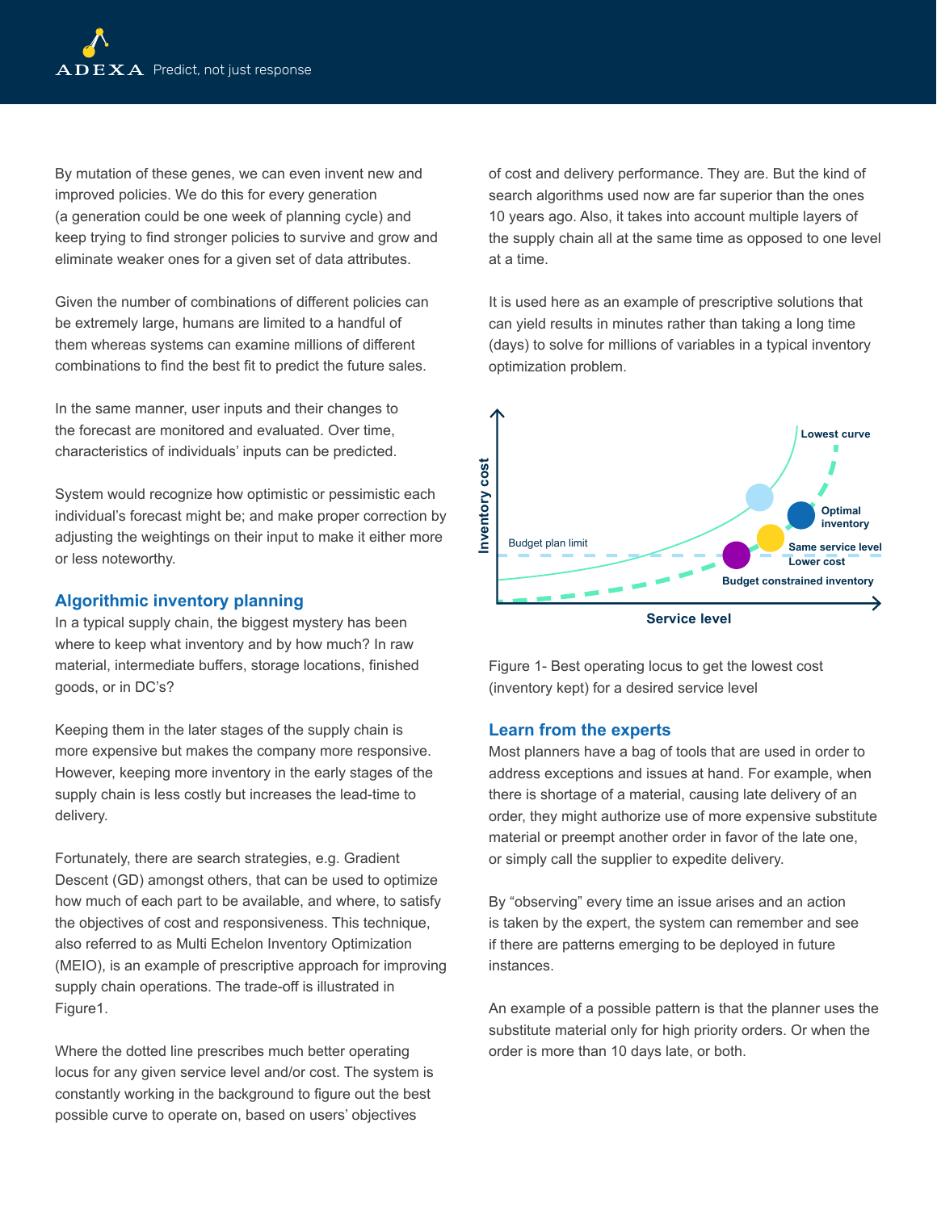By mutation of these genes, we can even invent new and improved policies. We do this for every generation (a generation could be one week of planning cycle) and keep trying to find stronger policies to survive and grow and eliminate weaker ones for a given set of data attributes.

Given the number of combinations of different policies can be extremely large, humans are limited to a handful of them whereas systems can examine millions of different combinations to find the best fit to predict the future sales.

In the same manner, user inputs and their changes to the forecast are monitored and evaluated. Over time, characteristics of individuals' inputs can be predicted.

System would recognize how optimistic or pessimistic each individual's forecast might be; and make proper correction by adjusting the weightings on their input to make it either more or less noteworthy.

## Algorithmic inventory planning

In a typical supply chain, the biggest mystery has been where to keep what inventory and by how much? In raw material, intermediate buffers, storage locations, finished goods, or in DC's?

Keeping them in the later stages of the supply chain is more expensive but makes the company more responsive. However, keeping more inventory in the early stages of the supply chain is less costly but increases the lead-time to delivery.

Fortunately, there are search strategies, e.g. Gradient Descent (GD) amongst others, that can be used to optimize how much of each part to be available, and where, to satisfy the objectives of cost and responsiveness. This technique, also referred to as Multi Echelon Inventory Optimization (MEIO), is an example of prescriptive approach for improving supply chain operations. The trade-off is illustrated in Figure1.

Where the dotted line prescribes much better operating locus for any given service level and/or cost. The system is constantly working in the background to figure out the best possible curve to operate on, based on users' objectives of cost and delivery performance. They are. But the kind of search algorithms used now are far superior than the ones 10 years ago. Also, it takes into account multiple layers of the supply chain all at the same time as opposed to one level at a time.

It is used here as an example of prescriptive solutions that can yield results in minutes rather than taking a long time (days) to solve for millions of variables in a typical inventory optimization problem.

Figure 1- Best operating locus to get the lowest cost (inventory kept) for a desired service level

## Learn from the experts

Most planners have a bag of tools that are used in order to address exceptions and issues at hand. For example, when there is shortage of a material, causing late delivery of an order, they might authorize use of more expensive substitute material or preempt another order in favor of the late one, or simply call the supplier to expedite delivery.

By "observing" every time an issue arises and an action is taken by the expert, the system can remember and see if there are patterns emerging to be deployed in future instances.

An example of a possible pattern is that the planner uses the substitute material only for high priority orders. Or when the order is more than 10 days late, or both.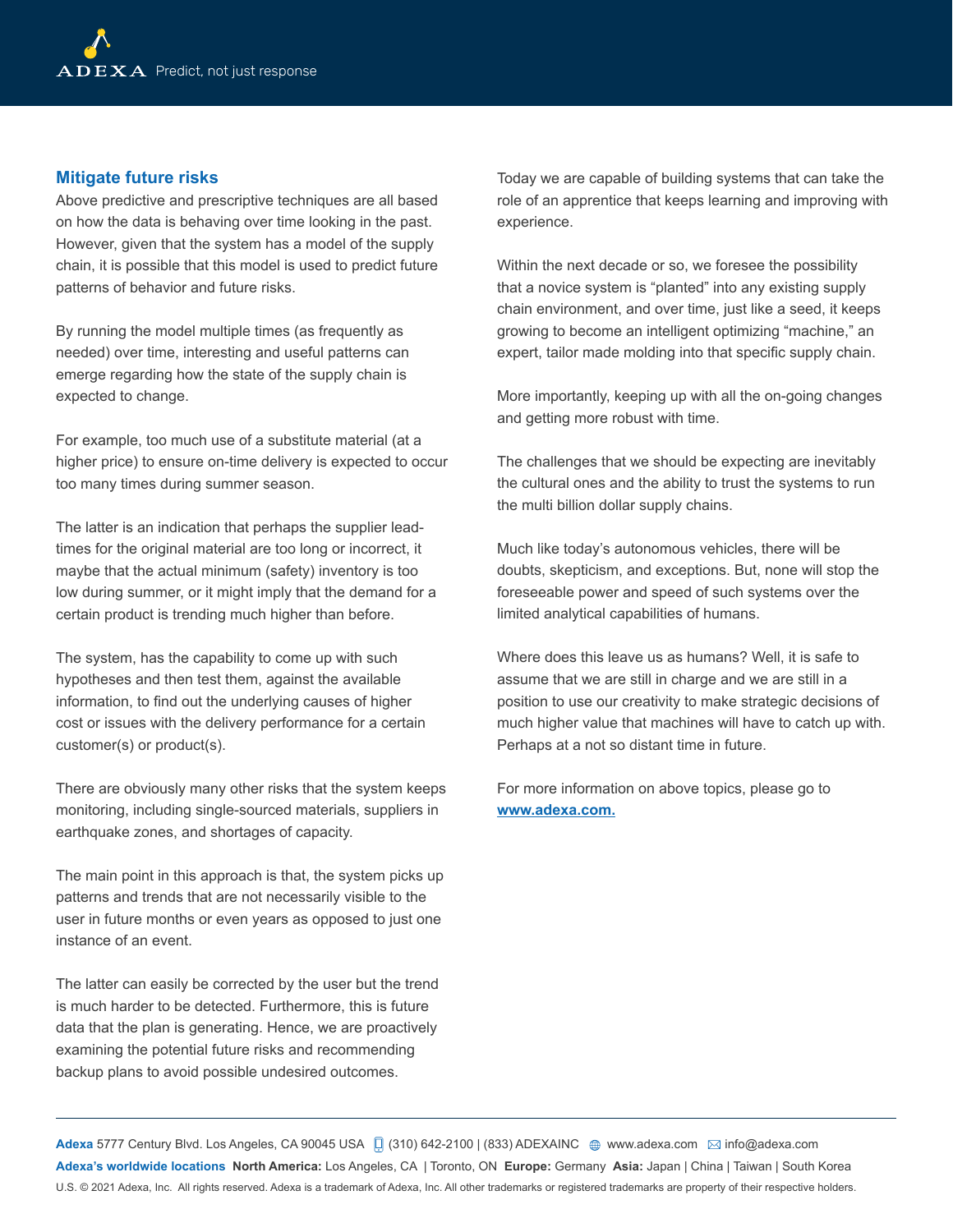## Mitigate future risks

Above predictive and prescriptive techniques are all based on how the data is behaving over time looking in the past. However, given that the system has a model of the supply chain, it is possible that this model is used to predict future patterns of behavior and future risks.

By running the model multiple times (as frequently as needed) over time, interesting and useful patterns can emerge regarding how the state of the supply chain is expected to change.

For example, too much use of a substitute material (at a higher price) to ensure on-time delivery is expected to occur too many times during summer season.

The latter is an indication that perhaps the supplier lead-times for the original material are too long or incorrect, it maybe that the actual minimum (safety) inventory is too low during summer, or it might imply that the demand for a certain product is trending much higher than before.

The system, has the capability to come up with such hypotheses and then test them, against the available information, to find out the underlying causes of higher cost or issues with the delivery performance for a certain customer(s) or product(s).

There are obviously many other risks that the system keeps monitoring, including single-sourced materials, suppliers in earthquake zones, and shortages of capacity.

The main point in this approach is that, the system picks up patterns and trends that are not necessarily visible to the user in future months or even years as opposed to just one instance of an event.

The latter can easily be corrected by the user but the trend is much harder to be detected. Furthermore, this is future data that the plan is generating. Hence, we are proactively examining the potential future risks and recommending backup plans to avoid possible undesired outcomes.

Today we are capable of building systems that can take the role of an apprentice that keeps learning and improving with experience.

Within the next decade or so, we foresee the possibility that a novice system is "planted" into any existing supply chain environment, and over time, just like a seed, it keeps growing to become an intelligent optimizing "machine," an expert, tailor made molding into that specific supply chain.

More importantly, keeping up with all the on-going changes and getting more robust with time.

The challenges that we should be expecting are inevitably the cultural ones and the ability to trust the systems to run the multi billion dollar supply chains.

Much like today's autonomous vehicles, there will be doubts, skepticism, and exceptions. But, none will stop the foreseeable power and speed of such systems over the limited analytical capabilities of humans.

Where does this leave us as humans? Well, it is safe to assume that we are still in charge and we are still in a position to use our creativity to make strategic decisions of much higher value that machines will have to catch up with. Perhaps at a not so distant time in future.

For more information on above topics, please go to **www.adexa.com.**

**Adexa** 5777 Century Blvd. Los Angeles, CA 90045 USA | (310) 642-2100 | (833) ADEXAINC www.adexa.com info@adexa.com

**Adexa's worldwide locations** **North America:** Los Angeles, CA | Toronto, ON **Europe:** Germany **Asia:** Japan | China | Taiwan | South Korea

U.S. © 2021 Adexa, Inc. All rights reserved. Adexa is a trademark of Adexa, Inc. All other trademarks or registered trademarks are property of their respective holders.